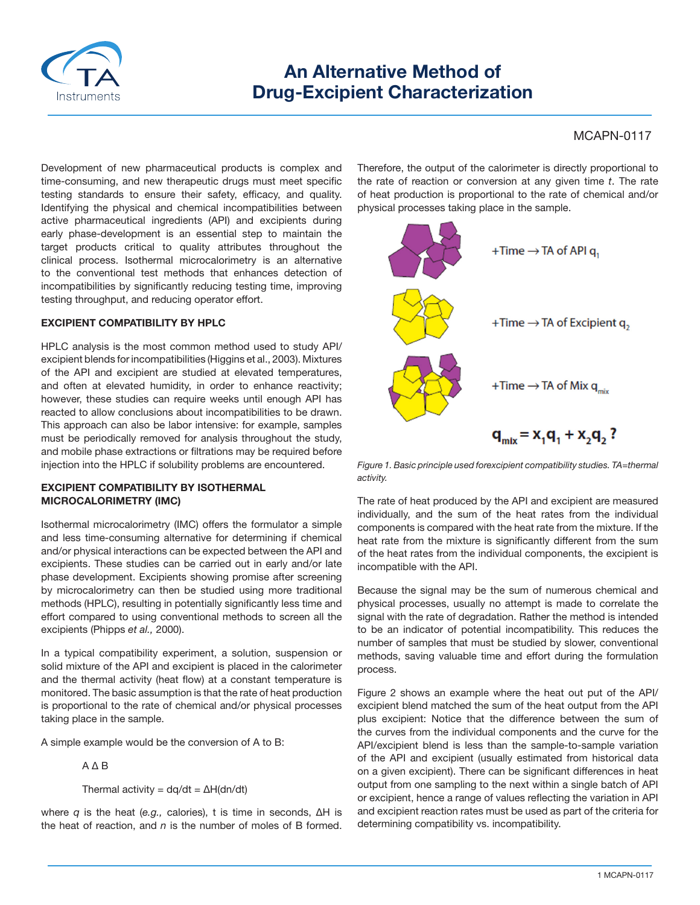# An Alternative Method of Drug-Excipient Characterization

MCAPN-0117

Development of new pharmaceutical products is complex and time-consuming, and new therapeutic drugs must meet specific testing standards to ensure their safety, efficacy, and quality. Identifying the physical and chemical incompatibilities between active pharmaceutical ingredients (API) and excipients during early phase-development is an essential step to maintain the target products critical to quality attributes throughout the clinical process. Isothermal microcalorimetry is an alternative to the conventional test methods that enhances detection of incompatibilities by significantly reducing testing time, improving testing throughput, and reducing operator effort.

## EXCIPIENT COMPATIBILITY BY HPLC

HPLC analysis is the most common method used to study API/excipient blends for incompatibilities (Higgins et al., 2003). Mixtures of the API and excipient are studied at elevated temperatures, and often at elevated humidity, in order to enhance reactivity; however, these studies can require weeks until enough API has reacted to allow conclusions about incompatibilities to be drawn. This approach can also be labor intensive: for example, samples must be periodically removed for analysis throughout the study, and mobile phase extractions or filtrations may be required before injection into the HPLC if solubility problems are encountered.

## EXCIPIENT COMPATIBILITY BY ISOTHERMAL MICROCALORIMETRY (IMC)

Isothermal microcalorimetry (IMC) offers the formulator a simple and less time-consuming alternative for determining if chemical and/or physical interactions can be expected between the API and excipients. These studies can be carried out in early and/or late phase development. Excipients showing promise after screening by microcalorimetry can then be studied using more traditional methods (HPLC), resulting in potentially significantly less time and effort compared to using conventional methods to screen all the excipients (Phipps *et al.,* 2000).

In a typical compatibility experiment, a solution, suspension or solid mixture of the API and excipient is placed in the calorimeter and the thermal activity (heat flow) at a constant temperature is monitored. The basic assumption is that the rate of heat production is proportional to the rate of chemical and/or physical processes taking place in the sample.

A simple example would be the conversion of A to B:

A Δ B

Thermal activity = $dq/dt = \Delta H(dn/dt)$

where $q$ is the heat (*e.g.,* calories), t is time in seconds, $\Delta H$ is the heat of reaction, and $n$ is the number of moles of B formed. Therefore, the output of the calorimeter is directly proportional to the rate of reaction or conversion at any given time *t*. The rate of heat production is proportional to the rate of chemical and/or physical processes taking place in the sample.

+Time → TA of API $q_1$

+Time → TA of Excipient $q_2$

+Time → TA of Mix $q_{mix}$

$$q_{mix} = x_1 q_1 + x_2 q_2 \,?$$

*Figure 1. Basic principle used forexcipient compatibility studies. TA=thermal activity.*

The rate of heat produced by the API and excipient are measured individually, and the sum of the heat rates from the individual components is compared with the heat rate from the mixture. If the heat rate from the mixture is significantly different from the sum of the heat rates from the individual components, the excipient is incompatible with the API.

Because the signal may be the sum of numerous chemical and physical processes, usually no attempt is made to correlate the signal with the rate of degradation. Rather the method is intended to be an indicator of potential incompatibility. This reduces the number of samples that must be studied by slower, conventional methods, saving valuable time and effort during the formulation process.

Figure 2 shows an example where the heat out put of the API/excipient blend matched the sum of the heat output from the API plus excipient: Notice that the difference between the sum of the curves from the individual components and the curve for the API/excipient blend is less than the sample-to-sample variation of the API and excipient (usually estimated from historical data on a given excipient). There can be significant differences in heat output from one sampling to the next within a single batch of API or excipient, hence a range of values reflecting the variation in API and excipient reaction rates must be used as part of the criteria for determining compatibility vs. incompatibility.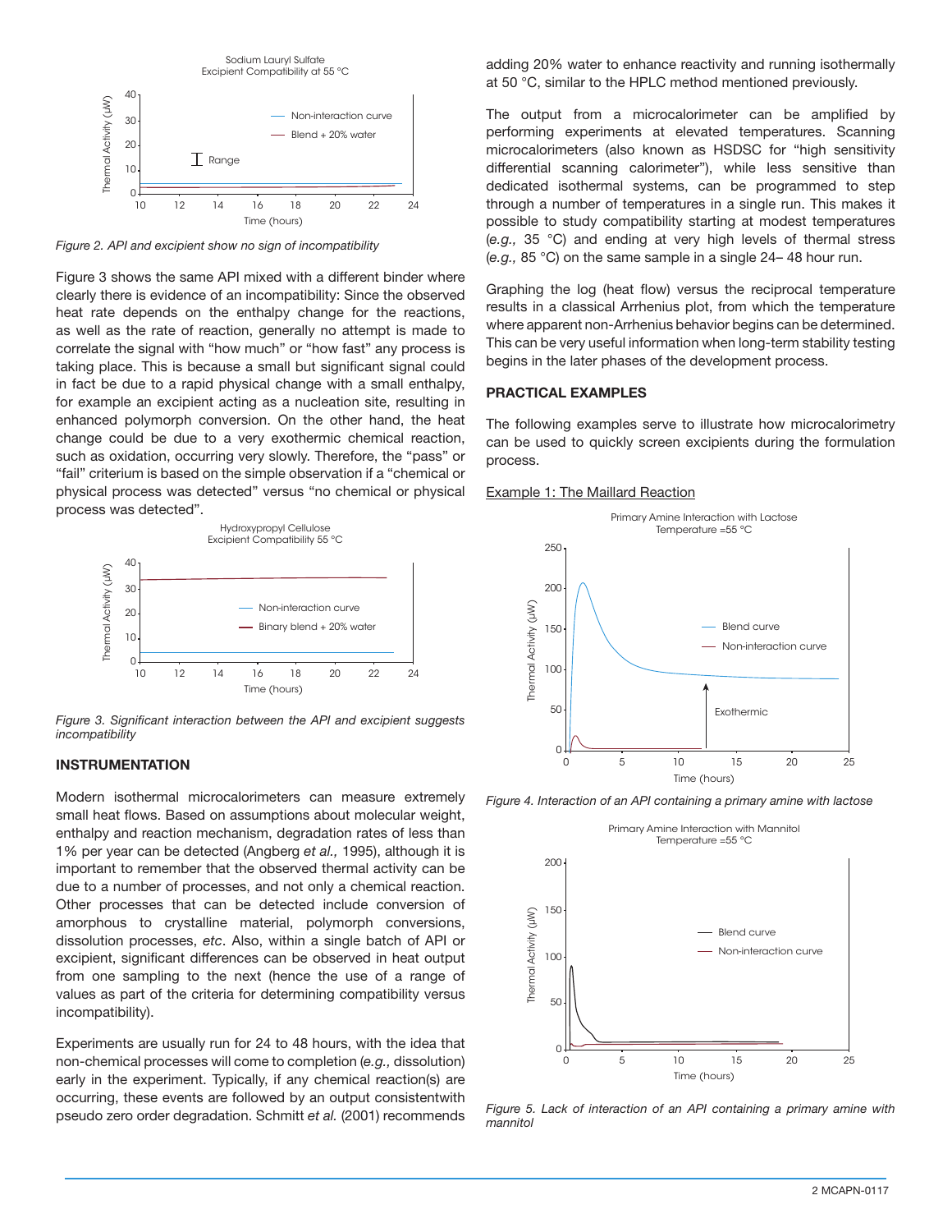*Figure 2. API and excipient show no sign of incompatibility*

Figure 3 shows the same API mixed with a different binder where clearly there is evidence of an incompatibility: Since the observed heat rate depends on the enthalpy change for the reactions, as well as the rate of reaction, generally no attempt is made to correlate the signal with "how much" or "how fast" any process is taking place. This is because a small but significant signal could in fact be due to a rapid physical change with a small enthalpy, for example an excipient acting as a nucleation site, resulting in enhanced polymorph conversion. On the other hand, the heat change could be due to a very exothermic chemical reaction, such as oxidation, occurring very slowly. Therefore, the "pass" or "fail" criterium is based on the simple observation if a "chemical or physical process was detected" versus "no chemical or physical process was detected".

*Figure 3. Significant interaction between the API and excipient suggests incompatibility*

## INSTRUMENTATION

Modern isothermal microcalorimeters can measure extremely small heat flows. Based on assumptions about molecular weight, enthalpy and reaction mechanism, degradation rates of less than 1% per year can be detected (Angberg *et al.,* 1995), although it is important to remember that the observed thermal activity can be due to a number of processes, and not only a chemical reaction. Other processes that can be detected include conversion of amorphous to crystalline material, polymorph conversions, dissolution processes, *etc*. Also, within a single batch of API or excipient, significant differences can be observed in heat output from one sampling to the next (hence the use of a range of values as part of the criteria for determining compatibility versus incompatibility).

Experiments are usually run for 24 to 48 hours, with the idea that non-chemical processes will come to completion (*e.g.,* dissolution) early in the experiment. Typically, if any chemical reaction(s) are occurring, these events are followed by an output consistentwith pseudo zero order degradation. Schmitt *et al.* (2001) recommends adding 20% water to enhance reactivity and running isothermally at 50 °C, similar to the HPLC method mentioned previously.

The output from a microcalorimeter can be amplified by performing experiments at elevated temperatures. Scanning microcalorimeters (also known as HSDSC for "high sensitivity differential scanning calorimeter"), while less sensitive than dedicated isothermal systems, can be programmed to step through a number of temperatures in a single run. This makes it possible to study compatibility starting at modest temperatures (*e.g.,* 35 °C) and ending at very high levels of thermal stress (*e.g.,* 85 °C) on the same sample in a single 24– 48 hour run.

Graphing the log (heat flow) versus the reciprocal temperature results in a classical Arrhenius plot, from which the temperature where apparent non-Arrhenius behavior begins can be determined. This can be very useful information when long-term stability testing begins in the later phases of the development process.

## PRACTICAL EXAMPLES

The following examples serve to illustrate how microcalorimetry can be used to quickly screen excipients during the formulation process.

Example 1: The Maillard Reaction

*Figure 4. Interaction of an API containing a primary amine with lactose*

*Figure 5. Lack of interaction of an API containing a primary amine with mannitol*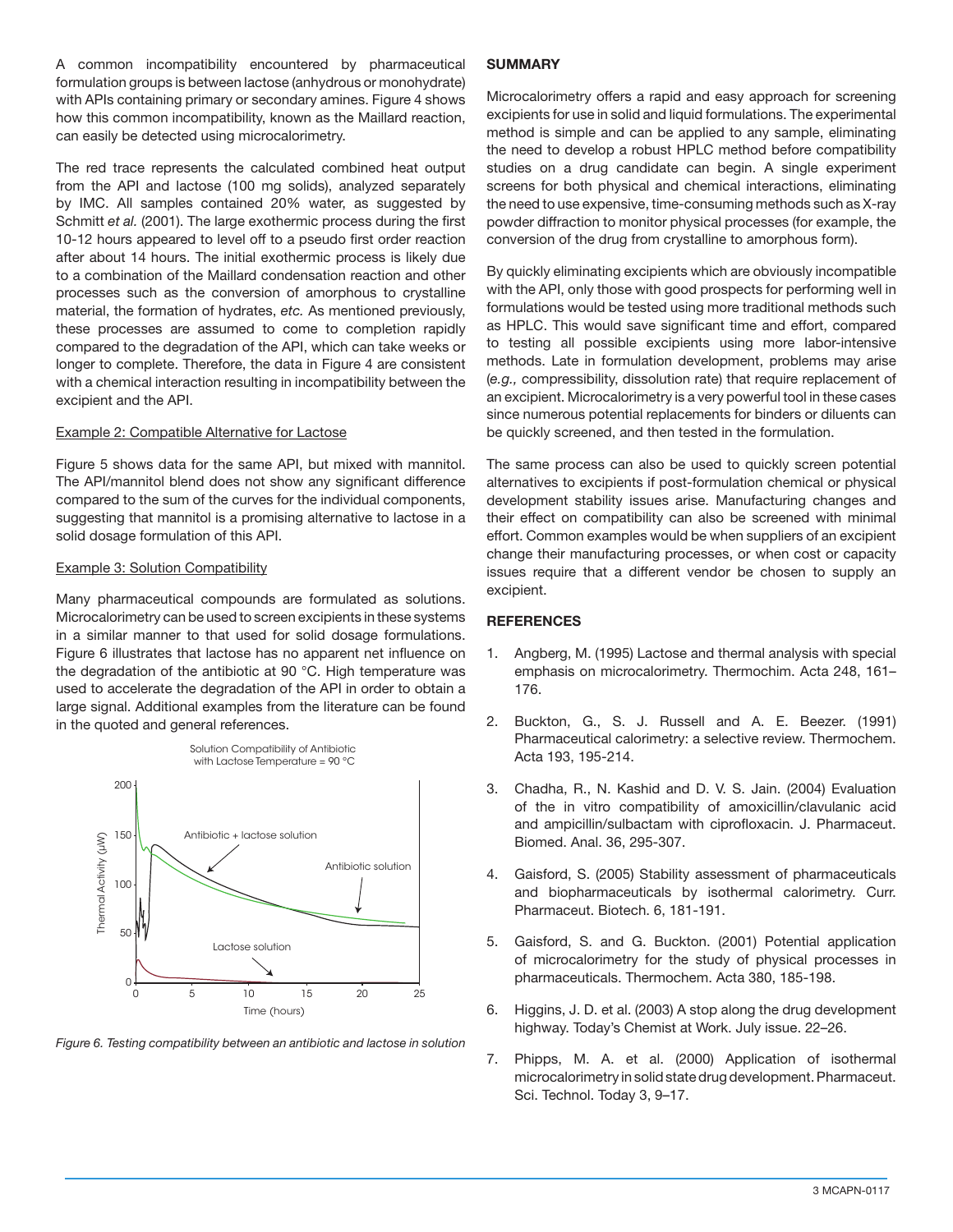A common incompatibility encountered by pharmaceutical formulation groups is between lactose (anhydrous or monohydrate) with APIs containing primary or secondary amines. Figure 4 shows how this common incompatibility, known as the Maillard reaction, can easily be detected using microcalorimetry.

The red trace represents the calculated combined heat output from the API and lactose (100 mg solids), analyzed separately by IMC. All samples contained 20% water, as suggested by Schmitt *et al.* (2001). The large exothermic process during the first 10-12 hours appeared to level off to a pseudo first order reaction after about 14 hours. The initial exothermic process is likely due to a combination of the Maillard condensation reaction and other processes such as the conversion of amorphous to crystalline material, the formation of hydrates, *etc.* As mentioned previously, these processes are assumed to come to completion rapidly compared to the degradation of the API, which can take weeks or longer to complete. Therefore, the data in Figure 4 are consistent with a chemical interaction resulting in incompatibility between the excipient and the API.

Example 2: Compatible Alternative for Lactose

Figure 5 shows data for the same API, but mixed with mannitol. The API/mannitol blend does not show any significant difference compared to the sum of the curves for the individual components, suggesting that mannitol is a promising alternative to lactose in a solid dosage formulation of this API.

Example 3: Solution Compatibility

Many pharmaceutical compounds are formulated as solutions. Microcalorimetry can be used to screen excipients in these systems in a similar manner to that used for solid dosage formulations. Figure 6 illustrates that lactose has no apparent net influence on the degradation of the antibiotic at 90 °C. High temperature was used to accelerate the degradation of the API in order to obtain a large signal. Additional examples from the literature can be found in the quoted and general references.

*Figure 6. Testing compatibility between an antibiotic and lactose in solution*

**SUMMARY**

Microcalorimetry offers a rapid and easy approach for screening excipients for use in solid and liquid formulations. The experimental method is simple and can be applied to any sample, eliminating the need to develop a robust HPLC method before compatibility studies on a drug candidate can begin. A single experiment screens for both physical and chemical interactions, eliminating the need to use expensive, time-consuming methods such as X-ray powder diffraction to monitor physical processes (for example, the conversion of the drug from crystalline to amorphous form).

By quickly eliminating excipients which are obviously incompatible with the API, only those with good prospects for performing well in formulations would be tested using more traditional methods such as HPLC. This would save significant time and effort, compared to testing all possible excipients using more labor-intensive methods. Late in formulation development, problems may arise (*e.g.,* compressibility, dissolution rate) that require replacement of an excipient. Microcalorimetry is a very powerful tool in these cases since numerous potential replacements for binders or diluents can be quickly screened, and then tested in the formulation.

The same process can also be used to quickly screen potential alternatives to excipients if post-formulation chemical or physical development stability issues arise. Manufacturing changes and their effect on compatibility can also be screened with minimal effort. Common examples would be when suppliers of an excipient change their manufacturing processes, or when cost or capacity issues require that a different vendor be chosen to supply an excipient.

**REFERENCES**

1. Angberg, M. (1995) Lactose and thermal analysis with special emphasis on microcalorimetry. Thermochim. Acta 248, 161–176.
2. Buckton, G., S. J. Russell and A. E. Beezer. (1991) Pharmaceutical calorimetry: a selective review. Thermochem. Acta 193, 195-214.
3. Chadha, R., N. Kashid and D. V. S. Jain. (2004) Evaluation of the in vitro compatibility of amoxicillin/clavulanic acid and ampicillin/sulbactam with ciprofloxacin. J. Pharmaceut. Biomed. Anal. 36, 295-307.
4. Gaisford, S. (2005) Stability assessment of pharmaceuticals and biopharmaceuticals by isothermal calorimetry. Curr. Pharmaceut. Biotech. 6, 181-191.
5. Gaisford, S. and G. Buckton. (2001) Potential application of microcalorimetry for the study of physical processes in pharmaceuticals. Thermochem. Acta 380, 185-198.
6. Higgins, J. D. et al. (2003) A stop along the drug development highway. Today's Chemist at Work. July issue. 22–26.
7. Phipps, M. A. et al. (2000) Application of isothermal microcalorimetry in solid state drug development. Pharmaceut. Sci. Technol. Today 3, 9–17.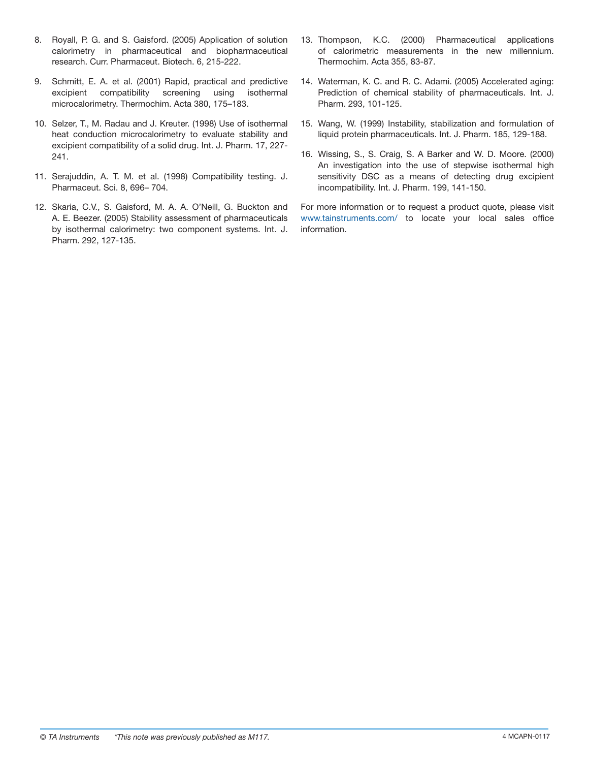8. Royall, P. G. and S. Gaisford. (2005) Application of solution calorimetry in pharmaceutical and biopharmaceutical research. Curr. Pharmaceut. Biotech. 6, 215-222.

9. Schmitt, E. A. et al. (2001) Rapid, practical and predictive excipient compatibility screening using isothermal microcalorimetry. Thermochim. Acta 380, 175–183.

10. Selzer, T., M. Radau and J. Kreuter. (1998) Use of isothermal heat conduction microcalorimetry to evaluate stability and excipient compatibility of a solid drug. Int. J. Pharm. 17, 227-241.

11. Serajuddin, A. T. M. et al. (1998) Compatibility testing. J. Pharmaceut. Sci. 8, 696– 704.

12. Skaria, C.V., S. Gaisford, M. A. A. O'Neill, G. Buckton and A. E. Beezer. (2005) Stability assessment of pharmaceuticals by isothermal calorimetry: two component systems. Int. J. Pharm. 292, 127-135.

13. Thompson, K.C. (2000) Pharmaceutical applications of calorimetric measurements in the new millennium. Thermochim. Acta 355, 83-87.

14. Waterman, K. C. and R. C. Adami. (2005) Accelerated aging: Prediction of chemical stability of pharmaceuticals. Int. J. Pharm. 293, 101-125.

15. Wang, W. (1999) Instability, stabilization and formulation of liquid protein pharmaceuticals. Int. J. Pharm. 185, 129-188.

16. Wissing, S., S. Craig, S. A Barker and W. D. Moore. (2000) An investigation into the use of stepwise isothermal high sensitivity DSC as a means of detecting drug excipient incompatibility. Int. J. Pharm. 199, 141-150.

For more information or to request a product quote, please visit www.tainstruments.com/ to locate your local sales office information.

© TA Instruments *This note was previously published as M117.